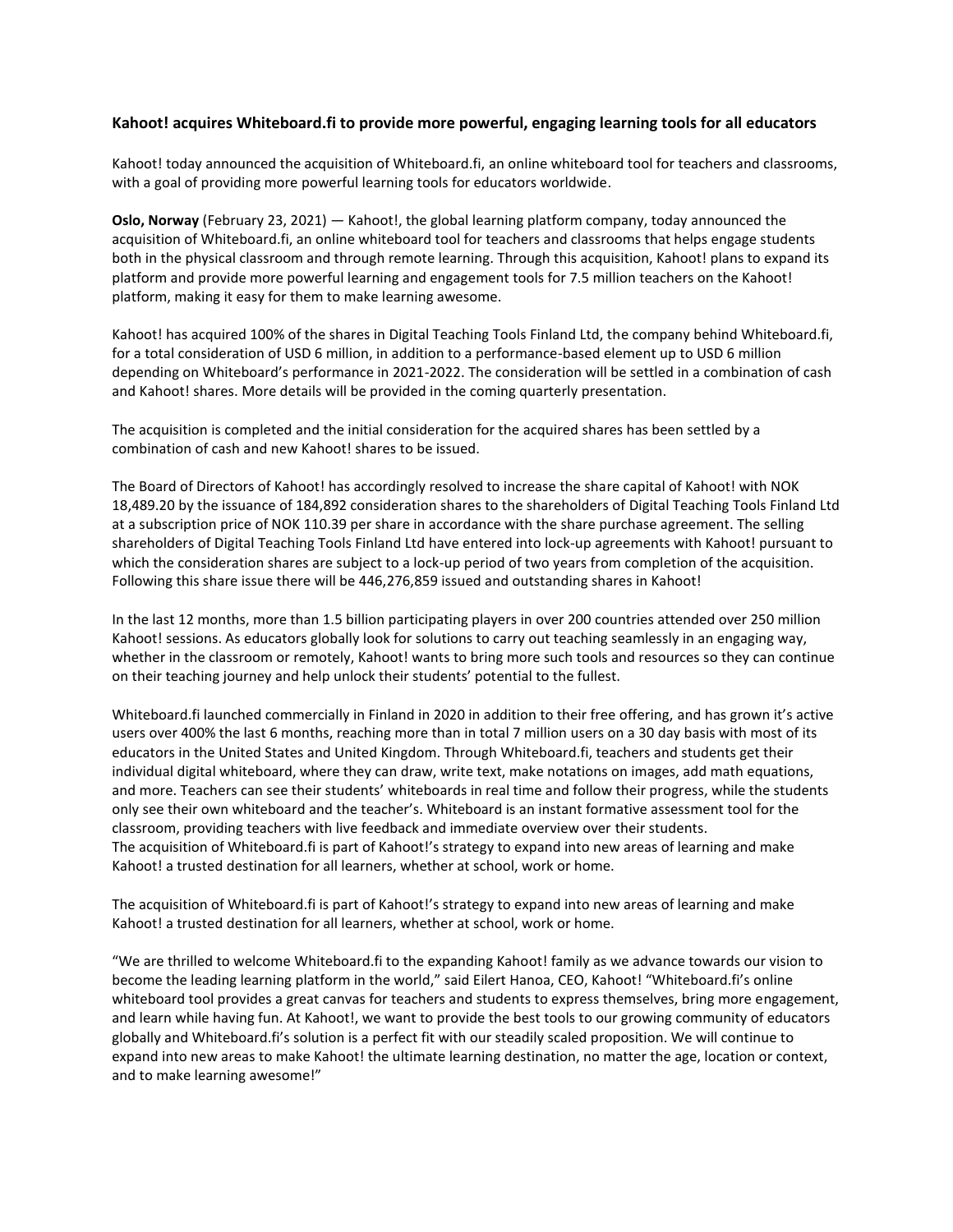**Kahoot! acquires Whiteboard.fi to provide more powerful, engaging learning tools for all educators**

Kahoot! today announced the acquisition of Whiteboard.fi, an online whiteboard tool for teachers and classrooms, with a goal of providing more powerful learning tools for educators worldwide.

**Oslo, Norway** (February 23, 2021) — Kahoot!, the global learning platform company, today announced the acquisition of Whiteboard.fi, an online whiteboard tool for teachers and classrooms that helps engage students both in the physical classroom and through remote learning. Through this acquisition, Kahoot! plans to expand its platform and provide more powerful learning and engagement tools for 7.5 million teachers on the Kahoot! platform, making it easy for them to make learning awesome.

Kahoot! has acquired 100% of the shares in Digital Teaching Tools Finland Ltd, the company behind Whiteboard.fi, for a total consideration of USD 6 million, in addition to a performance-based element up to USD 6 million depending on Whiteboard's performance in 2021-2022. The consideration will be settled in a combination of cash and Kahoot! shares. More details will be provided in the coming quarterly presentation.

The acquisition is completed and the initial consideration for the acquired shares has been settled by a combination of cash and new Kahoot! shares to be issued.

The Board of Directors of Kahoot! has accordingly resolved to increase the share capital of Kahoot! with NOK 18,489.20 by the issuance of 184,892 consideration shares to the shareholders of Digital Teaching Tools Finland Ltd at a subscription price of NOK 110.39 per share in accordance with the share purchase agreement. The selling shareholders of Digital Teaching Tools Finland Ltd have entered into lock-up agreements with Kahoot! pursuant to which the consideration shares are subject to a lock-up period of two years from completion of the acquisition. Following this share issue there will be 446,276,859 issued and outstanding shares in Kahoot!

In the last 12 months, more than 1.5 billion participating players in over 200 countries attended over 250 million Kahoot! sessions. As educators globally look for solutions to carry out teaching seamlessly in an engaging way, whether in the classroom or remotely, Kahoot! wants to bring more such tools and resources so they can continue on their teaching journey and help unlock their students' potential to the fullest.

Whiteboard.fi launched commercially in Finland in 2020 in addition to their free offering, and has grown it's active users over 400% the last 6 months, reaching more than in total 7 million users on a 30 day basis with most of its educators in the United States and United Kingdom. Through Whiteboard.fi, teachers and students get their individual digital whiteboard, where they can draw, write text, make notations on images, add math equations, and more. Teachers can see their students' whiteboards in real time and follow their progress, while the students only see their own whiteboard and the teacher's. Whiteboard is an instant formative assessment tool for the classroom, providing teachers with live feedback and immediate overview over their students.
The acquisition of Whiteboard.fi is part of Kahoot!'s strategy to expand into new areas of learning and make Kahoot! a trusted destination for all learners, whether at school, work or home.

The acquisition of Whiteboard.fi is part of Kahoot!'s strategy to expand into new areas of learning and make Kahoot! a trusted destination for all learners, whether at school, work or home.

"We are thrilled to welcome Whiteboard.fi to the expanding Kahoot! family as we advance towards our vision to become the leading learning platform in the world," said Eilert Hanoa, CEO, Kahoot! "Whiteboard.fi's online whiteboard tool provides a great canvas for teachers and students to express themselves, bring more engagement, and learn while having fun. At Kahoot!, we want to provide the best tools to our growing community of educators globally and Whiteboard.fi's solution is a perfect fit with our steadily scaled proposition. We will continue to expand into new areas to make Kahoot! the ultimate learning destination, no matter the age, location or context, and to make learning awesome!"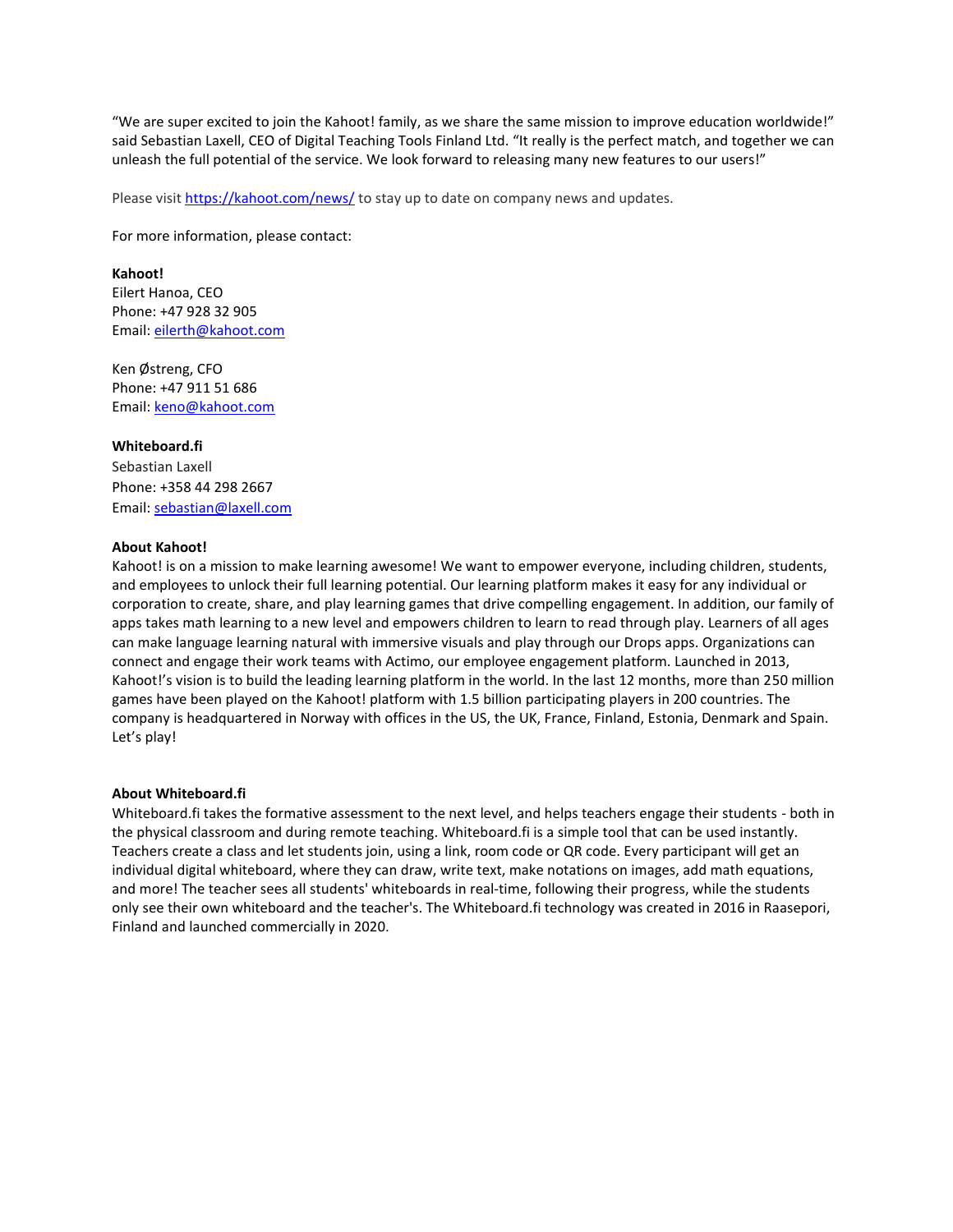"We are super excited to join the Kahoot! family, as we share the same mission to improve education worldwide!" said Sebastian Laxell, CEO of Digital Teaching Tools Finland Ltd. "It really is the perfect match, and together we can unleash the full potential of the service. We look forward to releasing many new features to our users!"

Please visit https://kahoot.com/news/ to stay up to date on company news and updates.

For more information, please contact:

**Kahoot!**
Eilert Hanoa, CEO
Phone: +47 928 32 905
Email: eilerth@kahoot.com

Ken Østreng, CFO
Phone: +47 911 51 686
Email: keno@kahoot.com

**Whiteboard.fi**
Sebastian Laxell
Phone: +358 44 298 2667
Email: sebastian@laxell.com

**About Kahoot!**
Kahoot! is on a mission to make learning awesome! We want to empower everyone, including children, students, and employees to unlock their full learning potential. Our learning platform makes it easy for any individual or corporation to create, share, and play learning games that drive compelling engagement. In addition, our family of apps takes math learning to a new level and empowers children to learn to read through play. Learners of all ages can make language learning natural with immersive visuals and play through our Drops apps. Organizations can connect and engage their work teams with Actimo, our employee engagement platform. Launched in 2013, Kahoot!'s vision is to build the leading learning platform in the world. In the last 12 months, more than 250 million games have been played on the Kahoot! platform with 1.5 billion participating players in 200 countries. The company is headquartered in Norway with offices in the US, the UK, France, Finland, Estonia, Denmark and Spain. Let's play!

**About Whiteboard.fi**
Whiteboard.fi takes the formative assessment to the next level, and helps teachers engage their students - both in the physical classroom and during remote teaching. Whiteboard.fi is a simple tool that can be used instantly. Teachers create a class and let students join, using a link, room code or QR code. Every participant will get an individual digital whiteboard, where they can draw, write text, make notations on images, add math equations, and more! The teacher sees all students' whiteboards in real-time, following their progress, while the students only see their own whiteboard and the teacher's. The Whiteboard.fi technology was created in 2016 in Raasepori, Finland and launched commercially in 2020.